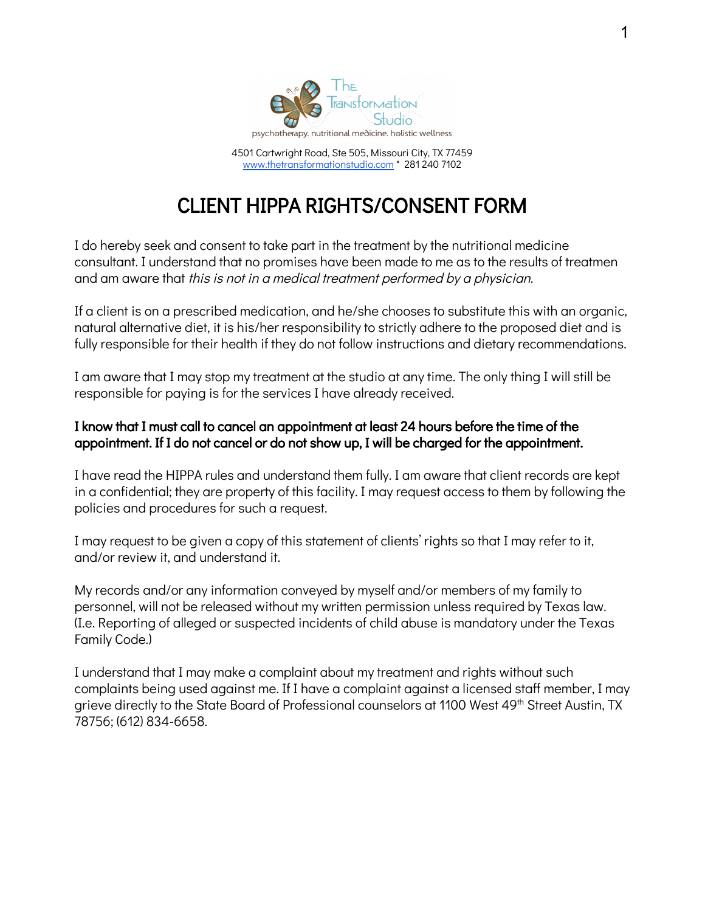The Transformation Studio

psychotherapy. nutritional medicine. holistic wellness

4501 Cartwright Road, Ste 505, Missouri City, TX 77459
www.thetransformationstudio.com * 281 240 7102

# CLIENT HIPPA RIGHTS/CONSENT FORM

I do hereby seek and consent to take part in the treatment by the nutritional medicine consultant. I understand that no promises have been made to me as to the results of treatmen and am aware that *this is not in a medical treatment performed by a physician*.

If a client is on a prescribed medication, and he/she chooses to substitute this with an organic, natural alternative diet, it is his/her responsibility to strictly adhere to the proposed diet and is fully responsible for their health if they do not follow instructions and dietary recommendations.

I am aware that I may stop my treatment at the studio at any time. The only thing I will still be responsible for paying is for the services I have already received.

**I know that I must call to cancel an appointment at least 24 hours before the time of the appointment. If I do not cancel or do not show up, I will be charged for the appointment.**

I have read the HIPPA rules and understand them fully. I am aware that client records are kept in a confidential; they are property of this facility. I may request access to them by following the policies and procedures for such a request.

I may request to be given a copy of this statement of clients' rights so that I may refer to it, and/or review it, and understand it.

My records and/or any information conveyed by myself and/or members of my family to personnel, will not be released without my written permission unless required by Texas law. (I.e. Reporting of alleged or suspected incidents of child abuse is mandatory under the Texas Family Code.)

I understand that I may make a complaint about my treatment and rights without such complaints being used against me. If I have a complaint against a licensed staff member, I may grieve directly to the State Board of Professional counselors at 1100 West 49th Street Austin, TX 78756; (612) 834-6658.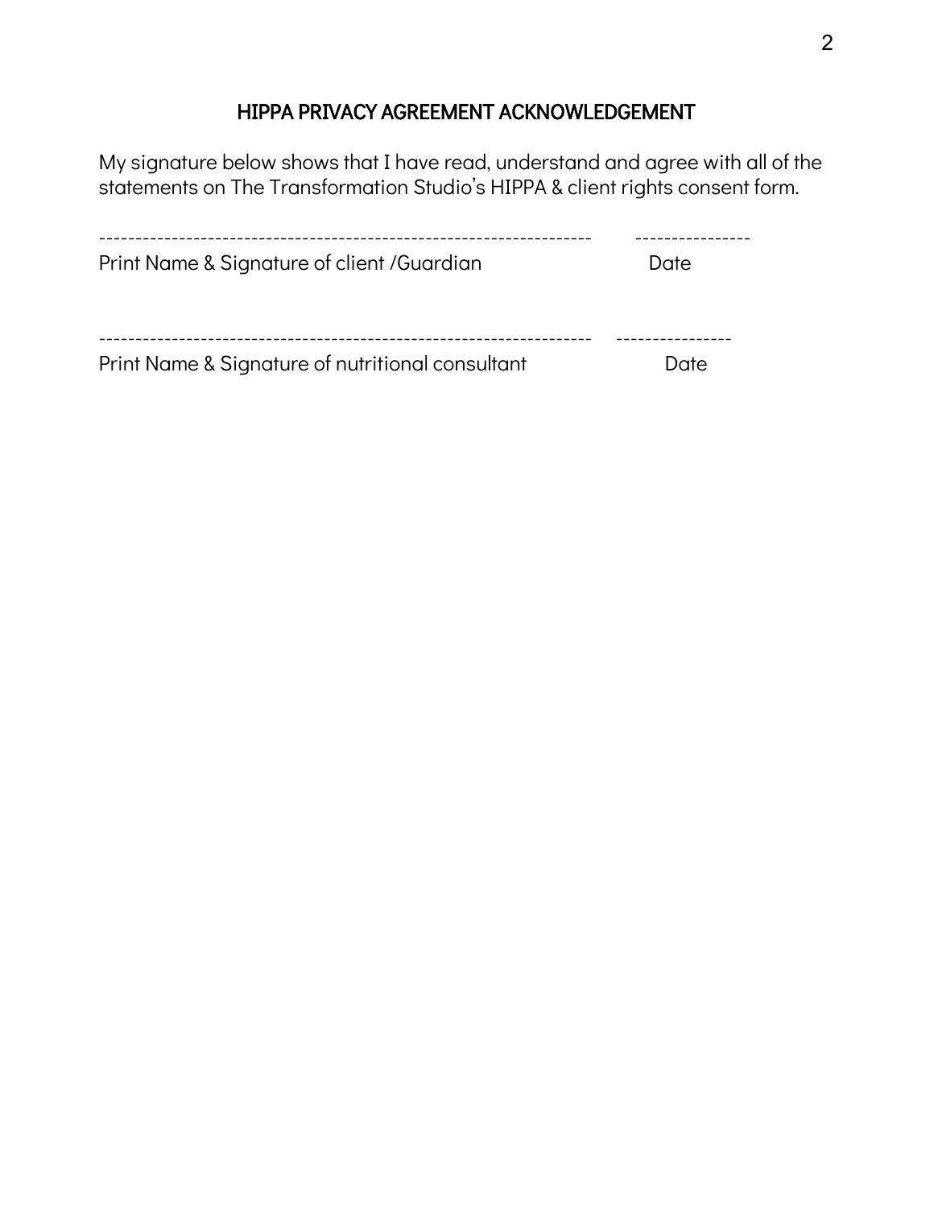## HIPPA PRIVACY AGREEMENT ACKNOWLEDGEMENT

My signature below shows that I have read, understand and agree with all of the statements on The Transformation Studio's HIPPA & client rights consent form.

----------------------------------------------------------------- ----------------

Print Name & Signature of client /Guardian Date

----------------------------------------------------------------- ----------------

Print Name & Signature of nutritional consultant Date